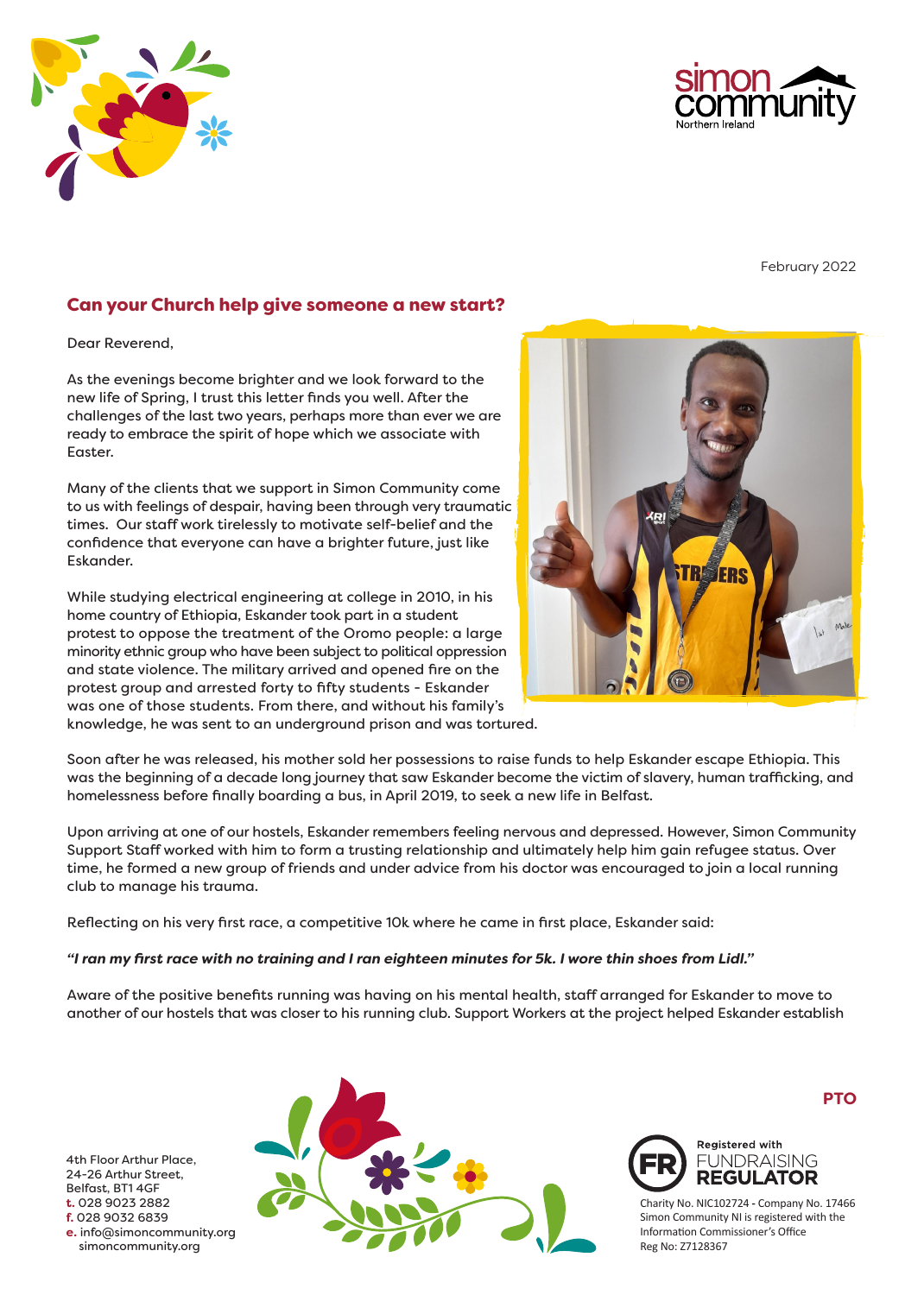February 2022

## Can your Church help give someone a new start?

Dear Reverend,

As the evenings become brighter and we look forward to the new life of Spring, I trust this letter finds you well. After the challenges of the last two years, perhaps more than ever we are ready to embrace the spirit of hope which we associate with Easter.

Many of the clients that we support in Simon Community come to us with feelings of despair, having been through very traumatic times. Our staff work tirelessly to motivate self-belief and the confidence that everyone can have a brighter future, just like Eskander.

While studying electrical engineering at college in 2010, in his home country of Ethiopia, Eskander took part in a student protest to oppose the treatment of the Oromo people: a large minority ethnic group who have been subject to political oppression and state violence. The military arrived and opened fire on the protest group and arrested forty to fifty students - Eskander was one of those students. From there, and without his family's knowledge, he was sent to an underground prison and was tortured.

Soon after he was released, his mother sold her possessions to raise funds to help Eskander escape Ethiopia. This was the beginning of a decade long journey that saw Eskander become the victim of slavery, human trafficking, and homelessness before finally boarding a bus, in April 2019, to seek a new life in Belfast.

Upon arriving at one of our hostels, Eskander remembers feeling nervous and depressed. However, Simon Community Support Staff worked with him to form a trusting relationship and ultimately help him gain refugee status. Over time, he formed a new group of friends and under advice from his doctor was encouraged to join a local running club to manage his trauma.

Reflecting on his very first race, a competitive 10k where he came in first place, Eskander said:

***"I ran my first race with no training and I ran eighteen minutes for 5k. I wore thin shoes from Lidl."***

Aware of the positive benefits running was having on his mental health, staff arranged for Eskander to move to another of our hostels that was closer to his running club. Support Workers at the project helped Eskander establish

**PTO**

4th Floor Arthur Place,
24-26 Arthur Street,
Belfast, BT1 4GF
**t.** 028 9023 2882
**f.** 028 9032 6839
**e.** info@simoncommunity.org
simoncommunity.org

Registered with FUNDRAISING REGULATOR

Charity No. NIC102724 - Company No. 17466
Simon Community NI is registered with the Information Commissioner's Office
Reg No: Z7128367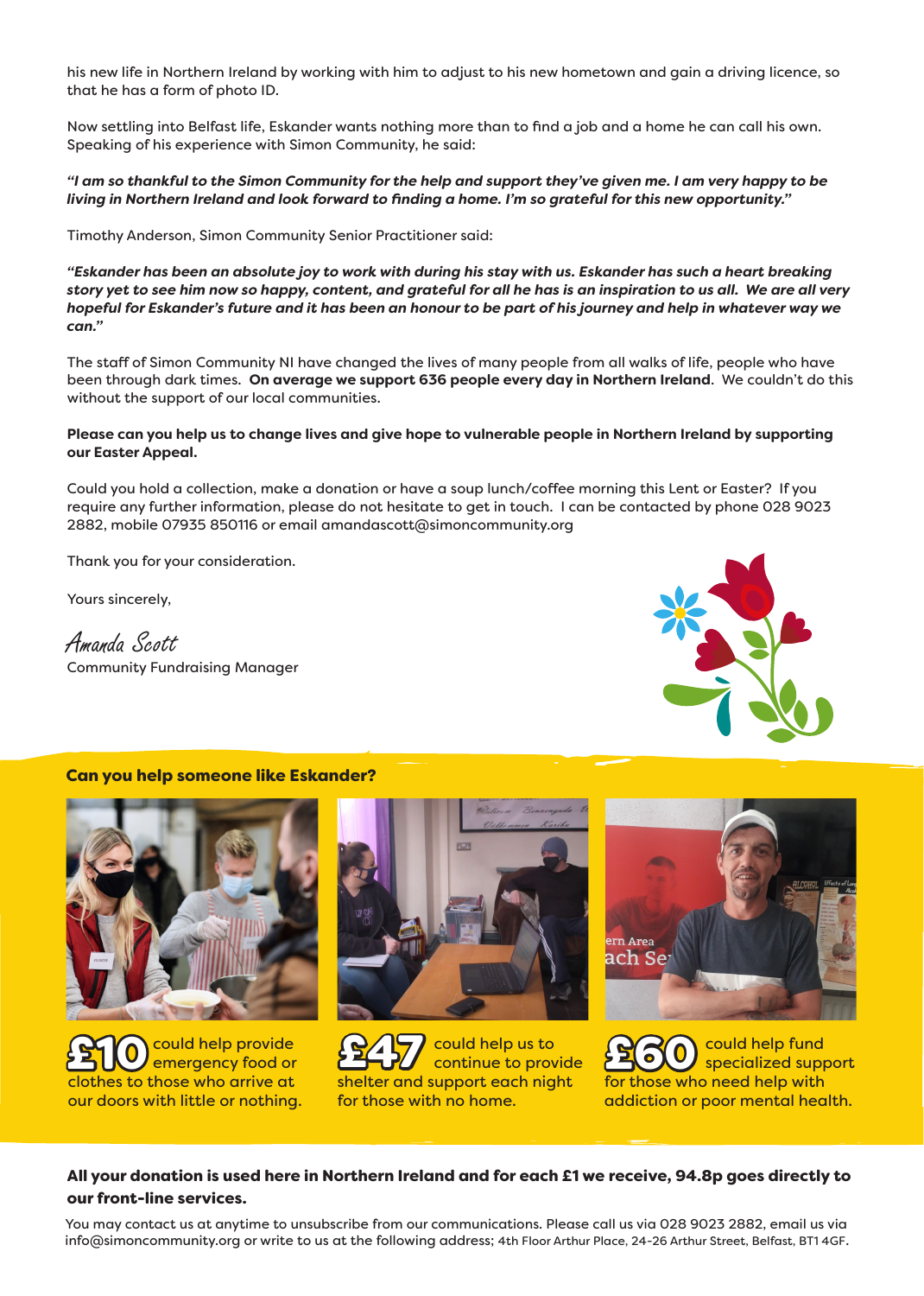his new life in Northern Ireland by working with him to adjust to his new hometown and gain a driving licence, so that he has a form of photo ID.

Now settling into Belfast life, Eskander wants nothing more than to find a job and a home he can call his own. Speaking of his experience with Simon Community, he said:

***"I am so thankful to the Simon Community for the help and support they've given me. I am very happy to be living in Northern Ireland and look forward to finding a home. I'm so grateful for this new opportunity."***

Timothy Anderson, Simon Community Senior Practitioner said:

***"Eskander has been an absolute joy to work with during his stay with us. Eskander has such a heart breaking story yet to see him now so happy, content, and grateful for all he has is an inspiration to us all. We are all very hopeful for Eskander's future and it has been an honour to be part of his journey and help in whatever way we can."***

The staff of Simon Community NI have changed the lives of many people from all walks of life, people who have been through dark times. **On average we support 636 people every day in Northern Ireland**. We couldn't do this without the support of our local communities.

**Please can you help us to change lives and give hope to vulnerable people in Northern Ireland by supporting our Easter Appeal.**

Could you hold a collection, make a donation or have a soup lunch/coffee morning this Lent or Easter? If you require any further information, please do not hesitate to get in touch. I can be contacted by phone 028 9023 2882, mobile 07935 850116 or email amandascott@simoncommunity.org

Thank you for your consideration.

Yours sincerely,

Amanda Scott

Community Fundraising Manager

**Can you help someone like Eskander?**

**£10** could help provide emergency food or clothes to those who arrive at our doors with little or nothing.

**£47** could help us to continue to provide shelter and support each night for those with no home.

**£60** could help fund specialized support for those who need help with addiction or poor mental health.

**All your donation is used here in Northern Ireland and for each £1 we receive, 94.8p goes directly to our front-line services.**

You may contact us at anytime to unsubscribe from our communications. Please call us via 028 9023 2882, email us via info@simoncommunity.org or write to us at the following address; 4th Floor Arthur Place, 24-26 Arthur Street, Belfast, BT1 4GF.